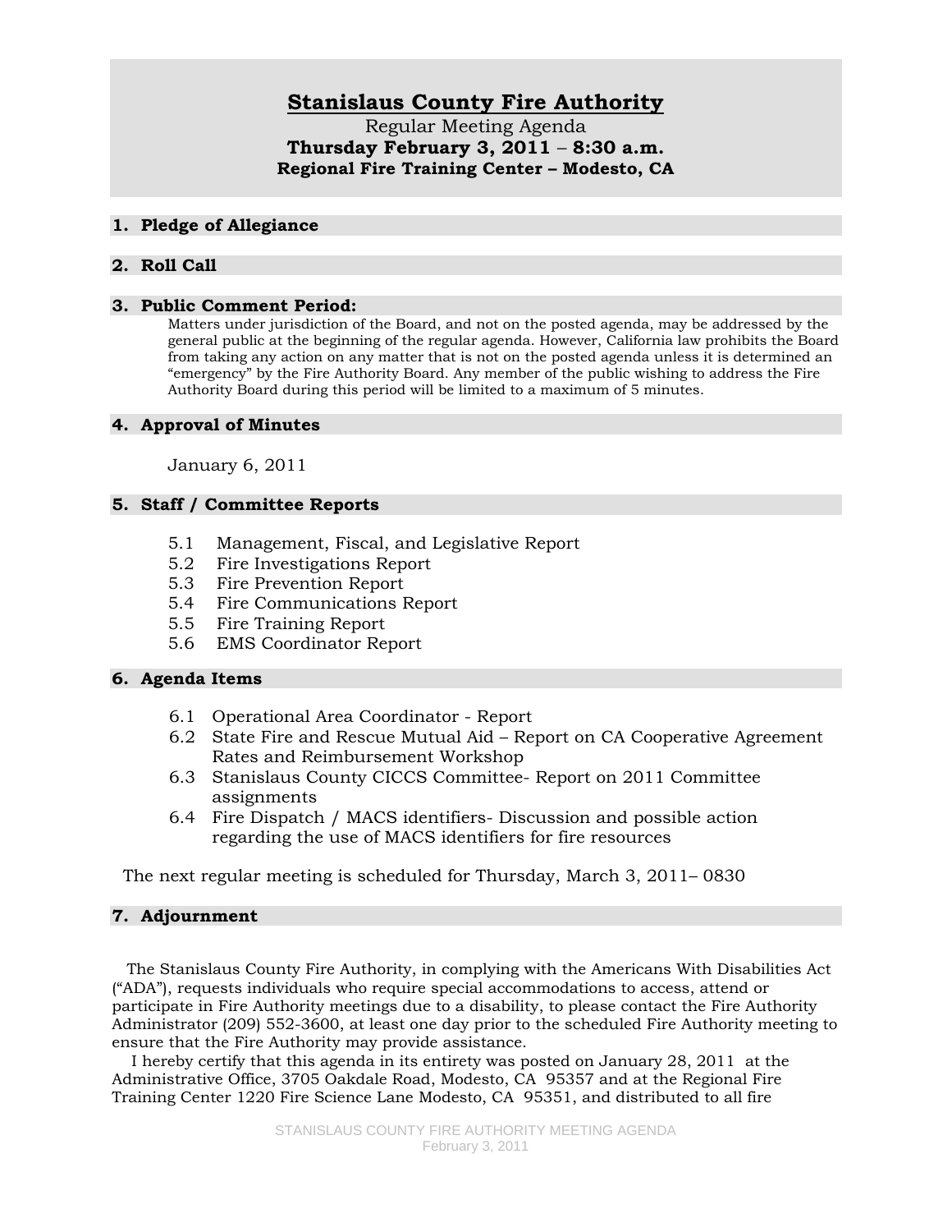# Stanislaus County Fire Authority

Regular Meeting Agenda

**Thursday February 3, 2011 – 8:30 a.m.**

**Regional Fire Training Center – Modesto, CA**

## 1. Pledge of Allegiance

## 2. Roll Call

## 3. Public Comment Period:

Matters under jurisdiction of the Board, and not on the posted agenda, may be addressed by the general public at the beginning of the regular agenda. However, California law prohibits the Board from taking any action on any matter that is not on the posted agenda unless it is determined an "emergency" by the Fire Authority Board. Any member of the public wishing to address the Fire Authority Board during this period will be limited to a maximum of 5 minutes.

## 4. Approval of Minutes

January 6, 2011

## 5. Staff / Committee Reports

- 5.1 Management, Fiscal, and Legislative Report
- 5.2 Fire Investigations Report
- 5.3 Fire Prevention Report
- 5.4 Fire Communications Report
- 5.5 Fire Training Report
- 5.6 EMS Coordinator Report

## 6. Agenda Items

- 6.1 Operational Area Coordinator - Report
- 6.2 State Fire and Rescue Mutual Aid – Report on CA Cooperative Agreement Rates and Reimbursement Workshop
- 6.3 Stanislaus County CICCS Committee- Report on 2011 Committee assignments
- 6.4 Fire Dispatch / MACS identifiers- Discussion and possible action regarding the use of MACS identifiers for fire resources

The next regular meeting is scheduled for Thursday, March 3, 2011– 0830

## 7. Adjournment

The Stanislaus County Fire Authority, in complying with the Americans With Disabilities Act ("ADA"), requests individuals who require special accommodations to access, attend or participate in Fire Authority meetings due to a disability, to please contact the Fire Authority Administrator (209) 552-3600, at least one day prior to the scheduled Fire Authority meeting to ensure that the Fire Authority may provide assistance.

I hereby certify that this agenda in its entirety was posted on January 28, 2011 at the Administrative Office, 3705 Oakdale Road, Modesto, CA 95357 and at the Regional Fire Training Center 1220 Fire Science Lane Modesto, CA 95351, and distributed to all fire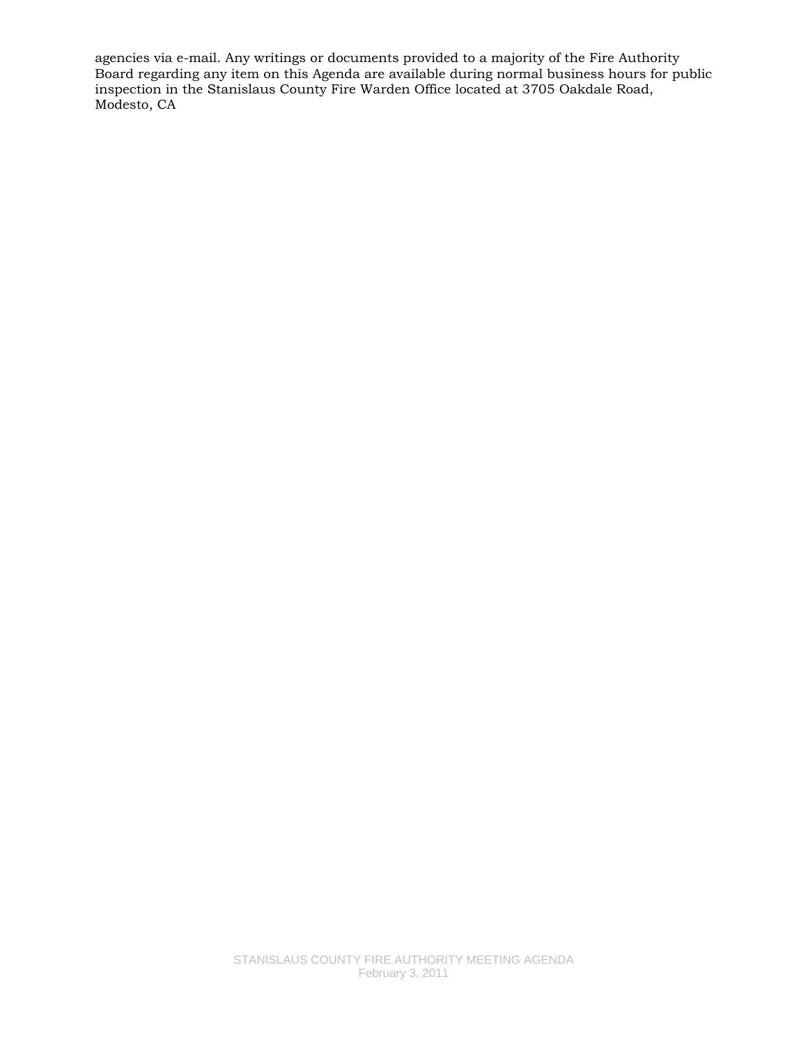agencies via e-mail. Any writings or documents provided to a majority of the Fire Authority Board regarding any item on this Agenda are available during normal business hours for public inspection in the Stanislaus County Fire Warden Office located at 3705 Oakdale Road, Modesto, CA